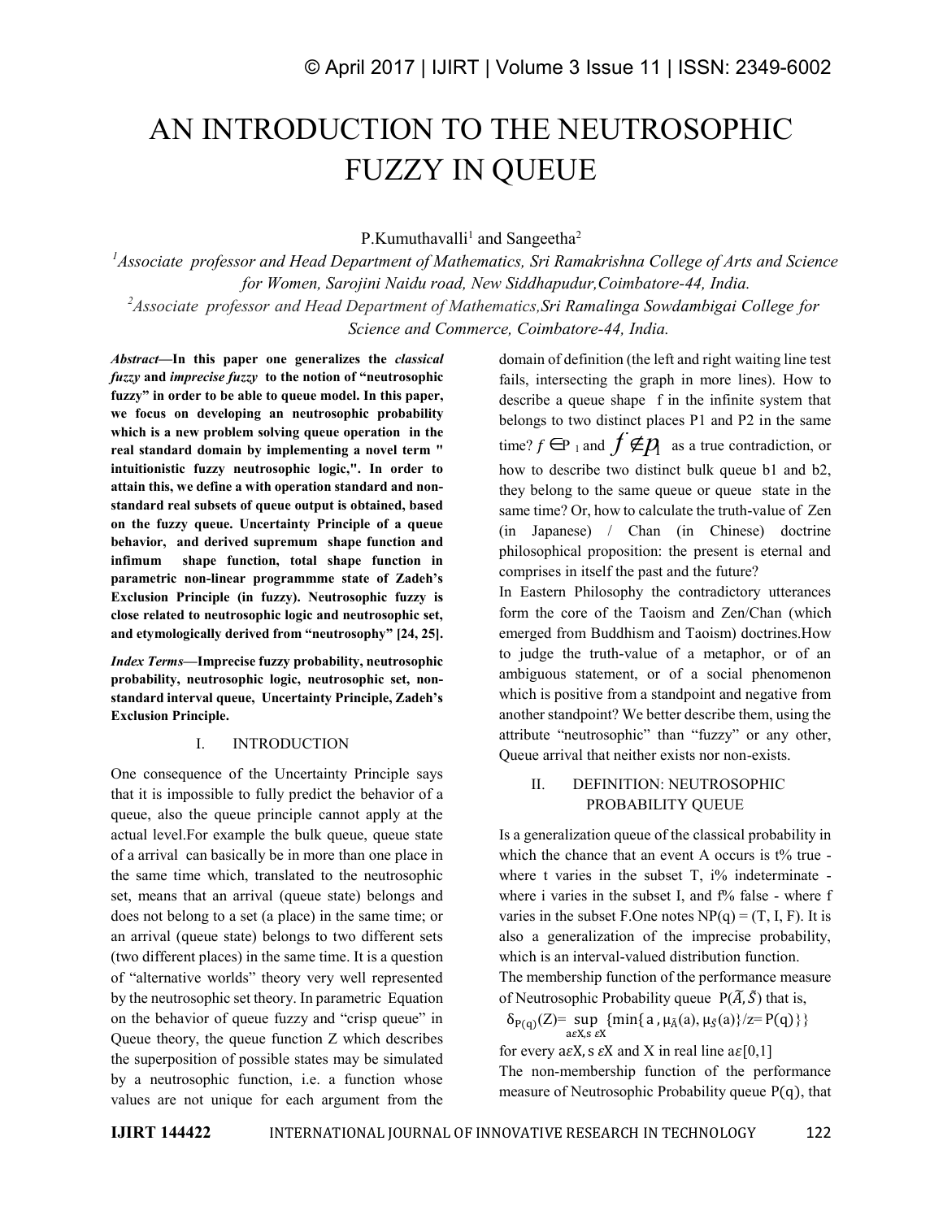# AN INTRODUCTION TO THE NEUTROSOPHIC FUZZY IN QUEUE

P.Kumuthavalli[1] and Sangeetha[2]

[1]*Associate professor and Head Department of Mathematics, Sri Ramakrishna College of Arts and Science for Women, Sarojini Naidu road, New Siddhapudur,Coimbatore-44, India.*

[2]*Associate professor and Head Department of Mathematics,Sri Ramalinga Sowdambigai College for Science and Commerce, Coimbatore-44, India.*

***Abstract*—In this paper one generalizes the *classical fuzzy* and *imprecise fuzzy* to the notion of "neutrosophic fuzzy" in order to be able to queue model. In this paper, we focus on developing an neutrosophic probability which is a new problem solving queue operation in the real standard domain by implementing a novel term " intuitionistic fuzzy neutrosophic logic,". In order to attain this, we define a with operation standard and non-standard real subsets of queue output is obtained, based on the fuzzy queue. Uncertainty Principle of a queue behavior, and derived supremum shape function and infimum shape function, total shape function in parametric non-linear programmme state of Zadeh's Exclusion Principle (in fuzzy). Neutrosophic fuzzy is close related to neutrosophic logic and neutrosophic set, and etymologically derived from "neutrosophy" [24, 25].**

***Index Terms*—Imprecise fuzzy probability, neutrosophic probability, neutrosophic logic, neutrosophic set, non-standard interval queue, Uncertainty Principle, Zadeh's Exclusion Principle.**

## I. INTRODUCTION

One consequence of the Uncertainty Principle says that it is impossible to fully predict the behavior of a queue, also the queue principle cannot apply at the actual level.For example the bulk queue, queue state of a arrival can basically be in more than one place in the same time which, translated to the neutrosophic set, means that an arrival (queue state) belongs and does not belong to a set (a place) in the same time; or an arrival (queue state) belongs to two different sets (two different places) in the same time. It is a question of "alternative worlds" theory very well represented by the neutrosophic set theory. In parametric Equation on the behavior of queue fuzzy and "crisp queue" in Queue theory, the queue function Z which describes the superposition of possible states may be simulated by a neutrosophic function, i.e. a function whose values are not unique for each argument from the domain of definition (the left and right waiting line test fails, intersecting the graph in more lines). How to describe a queue shape f in the infinite system that belongs to two distinct places P1 and P2 in the same time? $f \in P_1$ and $f \notin p_1$ as a true contradiction, or how to describe two distinct bulk queue b1 and b2, they belong to the same queue or queue state in the same time? Or, how to calculate the truth-value of Zen (in Japanese) / Chan (in Chinese) doctrine philosophical proposition: the present is eternal and comprises in itself the past and the future?

In Eastern Philosophy the contradictory utterances form the core of the Taoism and Zen/Chan (which emerged from Buddhism and Taoism) doctrines.How to judge the truth-value of a metaphor, or of an ambiguous statement, or of a social phenomenon which is positive from a standpoint and negative from another standpoint? We better describe them, using the attribute "neutrosophic" than "fuzzy" or any other, Queue arrival that neither exists nor non-exists.

## II. DEFINITION: NEUTROSOPHIC PROBABILITY QUEUE

Is a generalization queue of the classical probability in which the chance that an event A occurs is t% true - where t varies in the subset T, i% indeterminate - where i varies in the subset I, and f% false - where f varies in the subset F.One notes NP(q) = (T, I, F). It is also a generalization of the imprecise probability, which is an interval-valued distribution function.

The membership function of the performance measure of Neutrosophic Probability queue $P(\bar{A},\bar{S})$ that is,

$$\delta_{P(q)}(Z)=\sup_{a\varepsilon X, s\,\varepsilon X}\{\min\{a\,,\mu_{\bar{A}}(a),\mu_{\bar{S}}(a)\}/z=P(q)\}\}$$

for every $a\varepsilon X$, $s\,\varepsilon X$ and X in real line $a\varepsilon[0,1]$

The non-membership function of the performance measure of Neutrosophic Probability queue P(q), that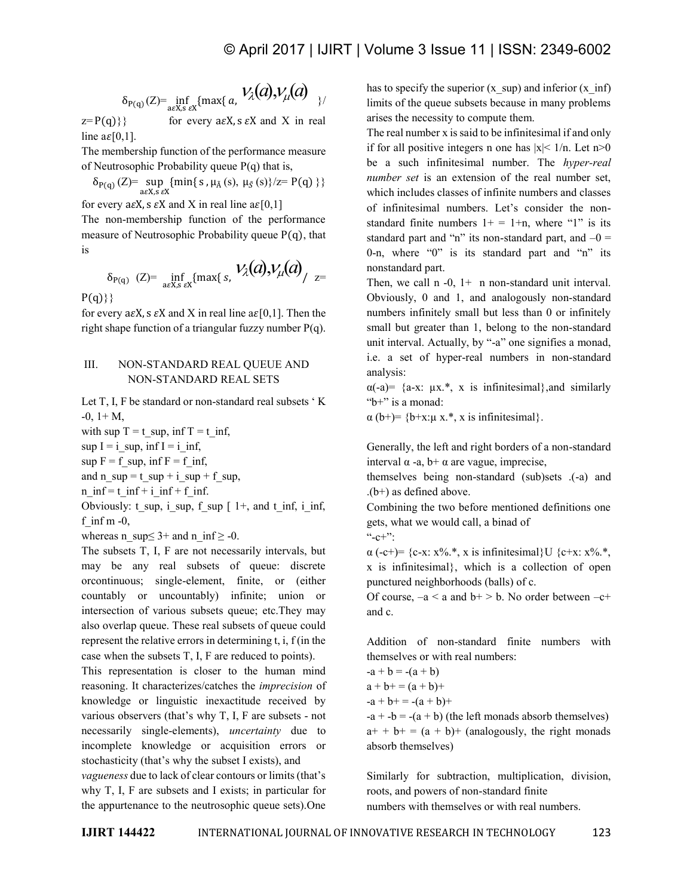$\delta_{P(q)}(Z)= \inf_{a\varepsilon X, s\,\varepsilon X}\{\max\{a, \nu_{\lambda}(a), \nu_{\mu}(a)\}/ z= P(q)\}\}$ for every $a\varepsilon X$, $s\,\varepsilon X$ and X in real line $a\varepsilon[0,1]$.

The membership function of the performance measure of Neutrosophic Probability queue P(q) that is,

$$\delta_{P(q)}(Z)= \sup_{a\varepsilon X, s\,\varepsilon X}\{\min\{s, \mu_{\tilde{A}}(s), \mu_{\tilde{S}}(s)\}/z= P(q)\}\}$$

for every $a\varepsilon X$, $s\,\varepsilon X$ and X in real line $a\varepsilon[0,1]$

The non-membership function of the performance measure of Neutrosophic Probability queue P(q), that is

$$\delta_{P(q)}(Z)= \inf_{a\varepsilon X, s\,\varepsilon X}\{\max\{s, \nu_{\lambda}(a), \nu_{\mu}(a) / z= P(q)\}\}$$

for every $a\varepsilon X$, $s\,\varepsilon X$ and X in real line $a\varepsilon[0,1]$. Then the right shape function of a triangular fuzzy number P(q).

## III. NON-STANDARD REAL QUEUE AND NON-STANDARD REAL SETS

Let T, I, F be standard or non-standard real subsets ' K -0, 1+ M,

with sup T = t_sup, inf T = t_inf,

sup I = i_sup, inf I = i_inf,

sup F = f_sup, inf F = f_inf,

and n_sup = t_sup + i_sup + f_sup,

n_inf = t_inf + i_inf + f_inf.

Obviously: t_sup, i_sup, f_sup [ 1+, and t_inf, i_inf, f_inf m -0,

whereas n_sup≤ 3+ and n_inf ≥ -0.

The subsets T, I, F are not necessarily intervals, but may be any real subsets of queue: discrete orcontinuous; single-element, finite, or (either countably or uncountably) infinite; union or intersection of various subsets queue; etc.They may also overlap queue. These real subsets of queue could represent the relative errors in determining t, i, f (in the case when the subsets T, I, F are reduced to points).

This representation is closer to the human mind reasoning. It characterizes/catches the *imprecision* of knowledge or linguistic inexactitude received by various observers (that's why T, I, F are subsets - not necessarily single-elements), *uncertainty* due to incomplete knowledge or acquisition errors or stochasticity (that's why the subset I exists), and *vagueness* due to lack of clear contours or limits (that's why T, I, F are subsets and I exists; in particular for the appurtenance to the neutrosophic queue sets).One has to specify the superior (x_sup) and inferior (x_inf) limits of the queue subsets because in many problems arises the necessity to compute them.

The real number x is said to be infinitesimal if and only if for all positive integers n one has |x|< 1/n. Let n>0 be a such infinitesimal number. The *hyper-real number set* is an extension of the real number set, which includes classes of infinite numbers and classes of infinitesimal numbers. Let's consider the non-standard finite numbers 1+ = 1+n, where "1" is its standard part and "n" its non-standard part, and –0 = 0-n, where "0" is its standard part and "n" its nonstandard part.

Then, we call n -0, 1+ n non-standard unit interval. Obviously, 0 and 1, and analogously non-standard numbers infinitely small but less than 0 or infinitely small but greater than 1, belong to the non-standard unit interval. Actually, by "-a" one signifies a monad, i.e. a set of hyper-real numbers in non-standard analysis:

α(-a)= {a-x: µx.*, x is infinitesimal},and similarly "b+" is a monad:

α (b+)= {b+x:µ x.*, x is infinitesimal}.

Generally, the left and right borders of a non-standard interval α -a, b+ α are vague, imprecise,

themselves being non-standard (sub)sets .(-a) and .(b+) as defined above.

Combining the two before mentioned definitions one gets, what we would call, a binad of "-c+":

α (-c+)= {c-x: x%.*, x is infinitesimal}U {c+x: x%.*, x is infinitesimal}, which is a collection of open punctured neighborhoods (balls) of c.

Of course, –a < a and b+ > b. No order between –c+ and c.

Addition of non-standard finite numbers with themselves or with real numbers:

-a + b = -(a + b)

a + b+ = (a + b)+

-a + b+ = -(a + b)+

-a + -b = -(a + b) (the left monads absorb themselves)

a+ + b+ = (a + b)+ (analogously, the right monads absorb themselves)

Similarly for subtraction, multiplication, division, roots, and powers of non-standard finite numbers with themselves or with real numbers.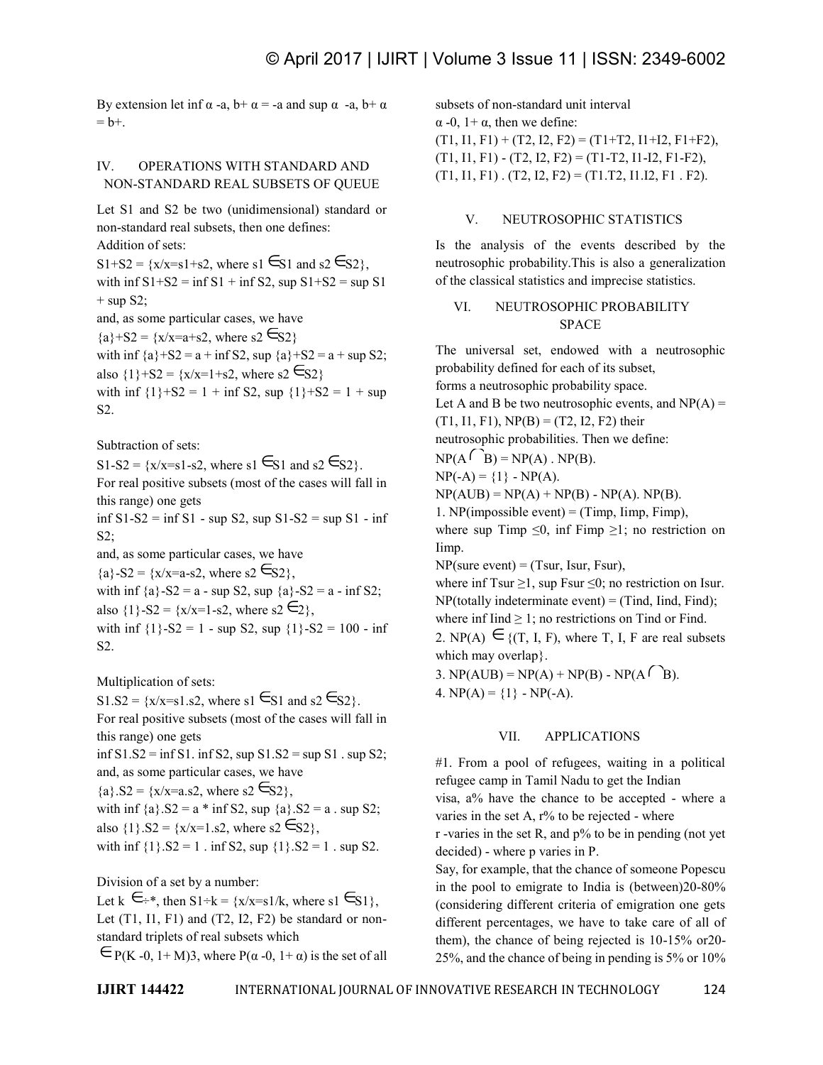By extension let inf $\alpha$ -a, b+ $\alpha$ = -a and sup $\alpha$ -a, b+ $\alpha$ = b+.

## IV. OPERATIONS WITH STANDARD AND NON-STANDARD REAL SUBSETS OF QUEUE

Let S1 and S2 be two (unidimensional) standard or non-standard real subsets, then one defines:

Addition of sets:

S1+S2 = {x/x=s1+s2, where s1 $\in$S1 and s2 $\in$S2},

with inf S1+S2 = inf S1 + inf S2, sup S1+S2 = sup S1 + sup S2;

and, as some particular cases, we have

{a}+S2 = {x/x=a+s2, where s2 $\in$S2}

with inf {a}+S2 = a + inf S2, sup {a}+S2 = a + sup S2;

also {1}+S2 = {x/x=1+s2, where s2 $\in$S2}

with inf {1}+S2 = 1 + inf S2, sup {1}+S2 = 1 + sup S2.

Subtraction of sets:

S1-S2 = {x/x=s1-s2, where s1 $\in$S1 and s2 $\in$S2}.

For real positive subsets (most of the cases will fall in this range) one gets

inf S1-S2 = inf S1 - sup S2, sup S1-S2 = sup S1 - inf S2;

and, as some particular cases, we have

{a}-S2 = {x/x=a-s2, where s2 $\in$S2},

with inf {a}-S2 = a - sup S2, sup {a}-S2 = a - inf S2;

also {1}-S2 = {x/x=1-s2, where s2 $\in$2},

with inf {1}-S2 = 1 - sup S2, sup {1}-S2 = 100 - inf S2.

Multiplication of sets:

S1.S2 = {x/x=s1.s2, where s1 $\in$S1 and s2 $\in$S2}.

For real positive subsets (most of the cases will fall in this range) one gets

inf S1.S2 = inf S1. inf S2, sup S1.S2 = sup S1 . sup S2;

and, as some particular cases, we have

{a}.S2 = {x/x=a.s2, where s2 $\in$S2},

with inf {a}.S2 = a * inf S2, sup {a}.S2 = a . sup S2;

also {1}.S2 = {x/x=1.s2, where s2 $\in$S2},

with inf {1}.S2 = 1 . inf S2, sup {1}.S2 = 1 . sup S2.

Division of a set by a number:

Let k $\in$÷*, then S1÷k = {x/x=s1/k, where s1 $\in$S1},

Let (T1, I1, F1) and (T2, I2, F2) be standard or non-standard triplets of real subsets which

$\in$ P(K -0, 1+ M)3, where P($\alpha$ -0, 1+ $\alpha$) is the set of all subsets of non-standard unit interval

$\alpha$ -0, 1+ $\alpha$, then we define:

(T1, I1, F1) + (T2, I2, F2) = (T1+T2, I1+I2, F1+F2),

(T1, I1, F1) - (T2, I2, F2) = (T1-T2, I1-I2, F1-F2),

(T1, I1, F1) . (T2, I2, F2) = (T1.T2, I1.I2, F1 . F2).

## V. NEUTROSOPHIC STATISTICS

Is the analysis of the events described by the neutrosophic probability.This is also a generalization of the classical statistics and imprecise statistics.

## VI. NEUTROSOPHIC PROBABILITY SPACE

The universal set, endowed with a neutrosophic probability defined for each of its subset, forms a neutrosophic probability space.

Let A and B be two neutrosophic events, and NP(A) = (T1, I1, F1), NP(B) = (T2, I2, F2) their neutrosophic probabilities. Then we define:

NP(A$\cap$B) = NP(A) . NP(B).

NP(-A) = {1} - NP(A).

NP(AUB) = NP(A) + NP(B) - NP(A). NP(B).

1. NP(impossible event) = (Timp, Iimp, Fimp), where sup Timp $\leq$0, inf Fimp $\geq$1; no restriction on Iimp.

NP(sure event) = (Tsur, Isur, Fsur), where inf Tsur $\geq$1, sup Fsur $\leq$0; no restriction on Isur.

NP(totally indeterminate event) = (Tind, Iind, Find); where inf Iind $\geq$ 1; no restrictions on Tind or Find.

2. NP(A) $\in$ {(T, I, F), where T, I, F are real subsets which may overlap}.

3. NP(AUB) = NP(A) + NP(B) - NP(A$\cap$B).

4. NP(A) = {1} - NP(-A).

## VII. APPLICATIONS

#1. From a pool of refugees, waiting in a political refugee camp in Tamil Nadu to get the Indian visa, a% have the chance to be accepted - where a varies in the set A, r% to be rejected - where r -varies in the set R, and p% to be in pending (not yet decided) - where p varies in P.

Say, for example, that the chance of someone Popescu in the pool to emigrate to India is (between)20-80% (considering different criteria of emigration one gets different percentages, we have to take care of all of them), the chance of being rejected is 10-15% or20-25%, and the chance of being in pending is 5% or 10%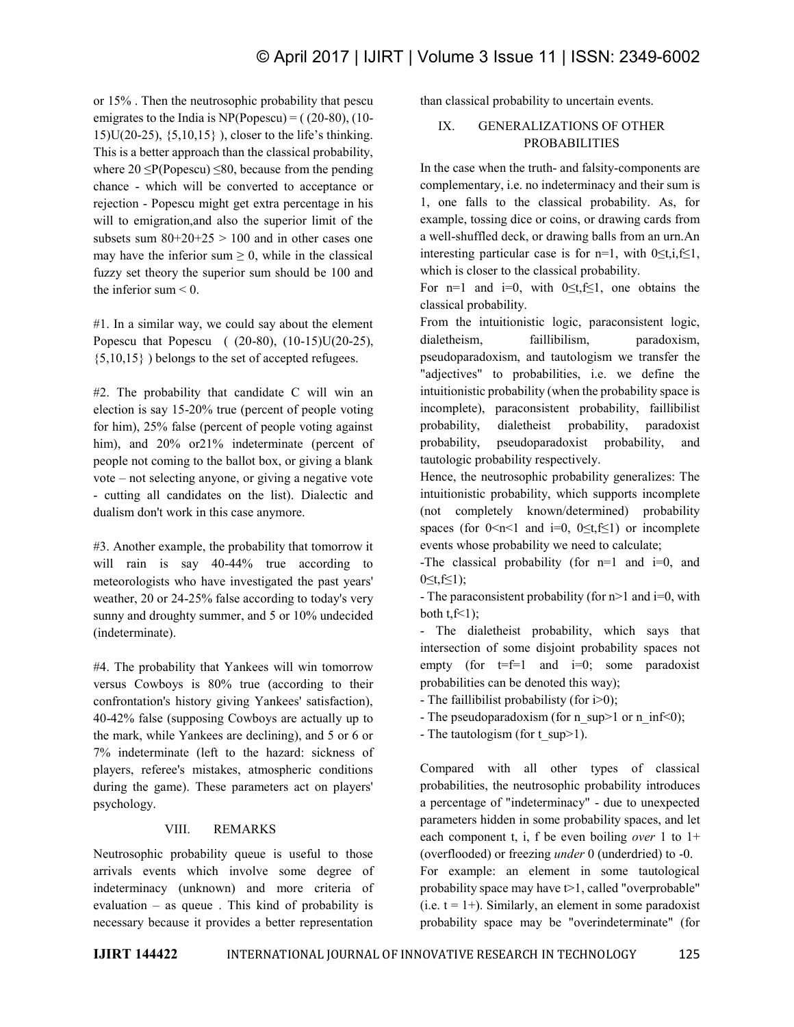or 15% . Then the neutrosophic probability that pescu emigrates to the India is NP(Popescu) = ( (20-80), (10-15)U(20-25), {5,10,15} ), closer to the life's thinking. This is a better approach than the classical probability, where $20 \leq P(\text{Popescu}) \leq 80$, because from the pending chance - which will be converted to acceptance or rejection - Popescu might get extra percentage in his will to emigration,and also the superior limit of the subsets sum $80+20+25 > 100$ and in other cases one may have the inferior sum $\geq 0$, while in the classical fuzzy set theory the superior sum should be 100 and the inferior sum $< 0$.

#1. In a similar way, we could say about the element Popescu that Popescu ( (20-80), (10-15)U(20-25), {5,10,15} ) belongs to the set of accepted refugees.

#2. The probability that candidate C will win an election is say 15-20% true (percent of people voting for him), 25% false (percent of people voting against him), and 20% or21% indeterminate (percent of people not coming to the ballot box, or giving a blank vote – not selecting anyone, or giving a negative vote - cutting all candidates on the list). Dialectic and dualism don't work in this case anymore.

#3. Another example, the probability that tomorrow it will rain is say 40-44% true according to meteorologists who have investigated the past years' weather, 20 or 24-25% false according to today's very sunny and droughty summer, and 5 or 10% undecided (indeterminate).

#4. The probability that Yankees will win tomorrow versus Cowboys is 80% true (according to their confrontation's history giving Yankees' satisfaction), 40-42% false (supposing Cowboys are actually up to the mark, while Yankees are declining), and 5 or 6 or 7% indeterminate (left to the hazard: sickness of players, referee's mistakes, atmospheric conditions during the game). These parameters act on players' psychology.

## VIII. REMARKS

Neutrosophic probability queue is useful to those arrivals events which involve some degree of indeterminacy (unknown) and more criteria of evaluation – as queue . This kind of probability is necessary because it provides a better representation than classical probability to uncertain events.

## IX. GENERALIZATIONS OF OTHER PROBABILITIES

In the case when the truth- and falsity-components are complementary, i.e. no indeterminacy and their sum is 1, one falls to the classical probability. As, for example, tossing dice or coins, or drawing cards from a well-shuffled deck, or drawing balls from an urn.An interesting particular case is for n=1, with $0 \leq t,i,f \leq 1$, which is closer to the classical probability.

For n=1 and i=0, with $0 \leq t,f \leq 1$, one obtains the classical probability.

From the intuitionistic logic, paraconsistent logic, dialetheism, faillibilism, paradoxism, pseudoparadoxism, and tautologism we transfer the "adjectives" to probabilities, i.e. we define the intuitionistic probability (when the probability space is incomplete), paraconsistent probability, faillibilist probability, dialetheist probability, paradoxist probability, pseudoparadoxist probability, and tautologic probability respectively.

Hence, the neutrosophic probability generalizes: The intuitionistic probability, which supports incomplete (not completely known/determined) probability spaces (for $0<n<1$ and i=0, $0 \leq t,f \leq 1$) or incomplete events whose probability we need to calculate;

-The classical probability (for n=1 and i=0, and $0 \leq t,f \leq 1$);

- The paraconsistent probability (for n>1 and i=0, with both $t,f<1$);

- The dialetheist probability, which says that intersection of some disjoint probability spaces not empty (for t=f=1 and i=0; some paradoxist probabilities can be denoted this way);

- The faillibilist probabilisty (for i>0);

- The pseudoparadoxism (for $n\_sup>1$ or $n\_inf<0$);

- The tautologism (for $t\_sup>1$).

Compared with all other types of classical probabilities, the neutrosophic probability introduces a percentage of "indeterminacy" - due to unexpected parameters hidden in some probability spaces, and let each component t, i, f be even boiling *over* 1 to 1+ (overflooded) or freezing *under* 0 (underdried) to -0.

For example: an element in some tautological probability space may have t>1, called "overprobable" (i.e. t = 1+). Similarly, an element in some paradoxist probability space may be "overindeterminate" (for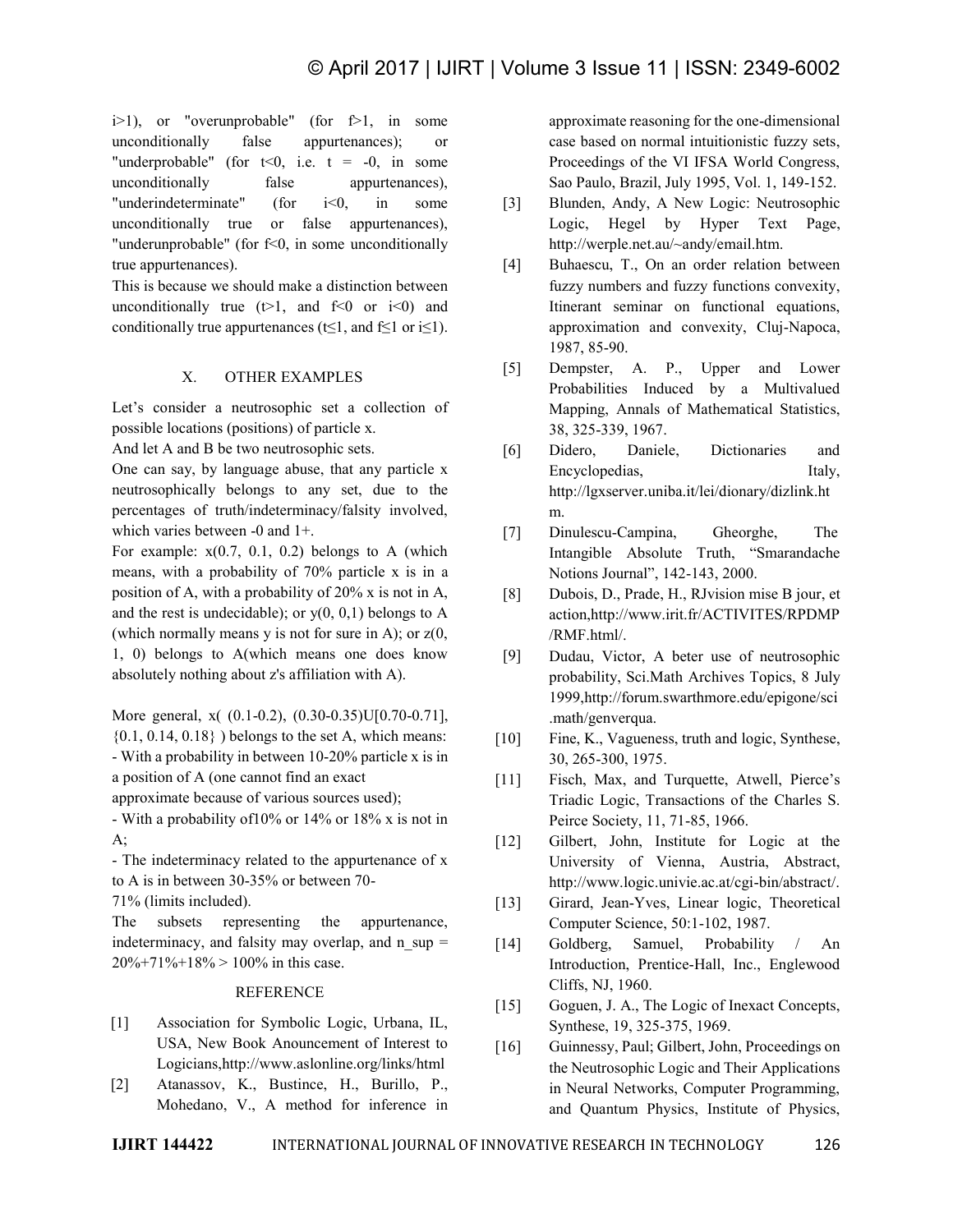i>1), or "overunprobable" (for f>1, in some unconditionally false appurtenances); or "underprobable" (for t<0, i.e. t = -0, in some unconditionally false appurtenances), "underindeterminate" (for i<0, in some unconditionally true or false appurtenances), "underunprobable" (for f<0, in some unconditionally true appurtenances).

This is because we should make a distinction between unconditionally true (t>1, and f<0 or i<0) and conditionally true appurtenances (t≤1, and f≤1 or i≤1).

## X. OTHER EXAMPLES

Let's consider a neutrosophic set a collection of possible locations (positions) of particle x.

And let A and B be two neutrosophic sets.

One can say, by language abuse, that any particle x neutrosophically belongs to any set, due to the percentages of truth/indeterminacy/falsity involved, which varies between -0 and 1+.

For example: x(0.7, 0.1, 0.2) belongs to A (which means, with a probability of 70% particle x is in a position of A, with a probability of 20% x is not in A, and the rest is undecidable); or y(0, 0,1) belongs to A (which normally means y is not for sure in A); or z(0, 1, 0) belongs to A(which means one does know absolutely nothing about z's affiliation with A).

More general, x( (0.1-0.2), (0.30-0.35)U[0.70-0.71], {0.1, 0.14, 0.18} ) belongs to the set A, which means:

- With a probability in between 10-20% particle x is in a position of A (one cannot find an exact approximate because of various sources used);
- With a probability of10% or 14% or 18% x is not in A;
- The indeterminacy related to the appurtenance of x to A is in between 30-35% or between 70-71% (limits included).

The subsets representing the appurtenance, indeterminacy, and falsity may overlap, and n_sup = 20%+71%+18% > 100% in this case.

## REFERENCE

[1] Association for Symbolic Logic, Urbana, IL, USA, New Book Anouncement of Interest to Logicians,http://www.aslonline.org/links/html

[2] Atanassov, K., Bustince, H., Burillo, P., Mohedano, V., A method for inference in approximate reasoning for the one-dimensional case based on normal intuitionistic fuzzy sets, Proceedings of the VI IFSA World Congress, Sao Paulo, Brazil, July 1995, Vol. 1, 149-152.

[3] Blunden, Andy, A New Logic: Neutrosophic Logic, Hegel by Hyper Text Page, http://werple.net.au/~andy/email.htm.

[4] Buhaescu, T., On an order relation between fuzzy numbers and fuzzy functions convexity, Itinerant seminar on functional equations, approximation and convexity, Cluj-Napoca, 1987, 85-90.

[5] Dempster, A. P., Upper and Lower Probabilities Induced by a Multivalued Mapping, Annals of Mathematical Statistics, 38, 325-339, 1967.

[6] Didero, Daniele, Dictionaries and Encyclopedias, Italy, http://lgxserver.uniba.it/lei/dionary/dizlink.htm.

[7] Dinulescu-Campina, Gheorghe, The Intangible Absolute Truth, "Smarandache Notions Journal", 142-143, 2000.

[8] Dubois, D., Prade, H., RJvision mise B jour, et action,http://www.irit.fr/ACTIVITES/RPDMP/RMF.html/.

[9] Dudau, Victor, A beter use of neutrosophic probability, Sci.Math Archives Topics, 8 July 1999,http://forum.swarthmore.edu/epigone/sci.math/genverqua.

[10] Fine, K., Vagueness, truth and logic, Synthese, 30, 265-300, 1975.

[11] Fisch, Max, and Turquette, Atwell, Pierce's Triadic Logic, Transactions of the Charles S. Peirce Society, 11, 71-85, 1966.

[12] Gilbert, John, Institute for Logic at the University of Vienna, Austria, Abstract, http://www.logic.univie.ac.at/cgi-bin/abstract/.

[13] Girard, Jean-Yves, Linear logic, Theoretical Computer Science, 50:1-102, 1987.

[14] Goldberg, Samuel, Probability / An Introduction, Prentice-Hall, Inc., Englewood Cliffs, NJ, 1960.

[15] Goguen, J. A., The Logic of Inexact Concepts, Synthese, 19, 325-375, 1969.

[16] Guinnessy, Paul; Gilbert, John, Proceedings on the Neutrosophic Logic and Their Applications in Neural Networks, Computer Programming, and Quantum Physics, Institute of Physics,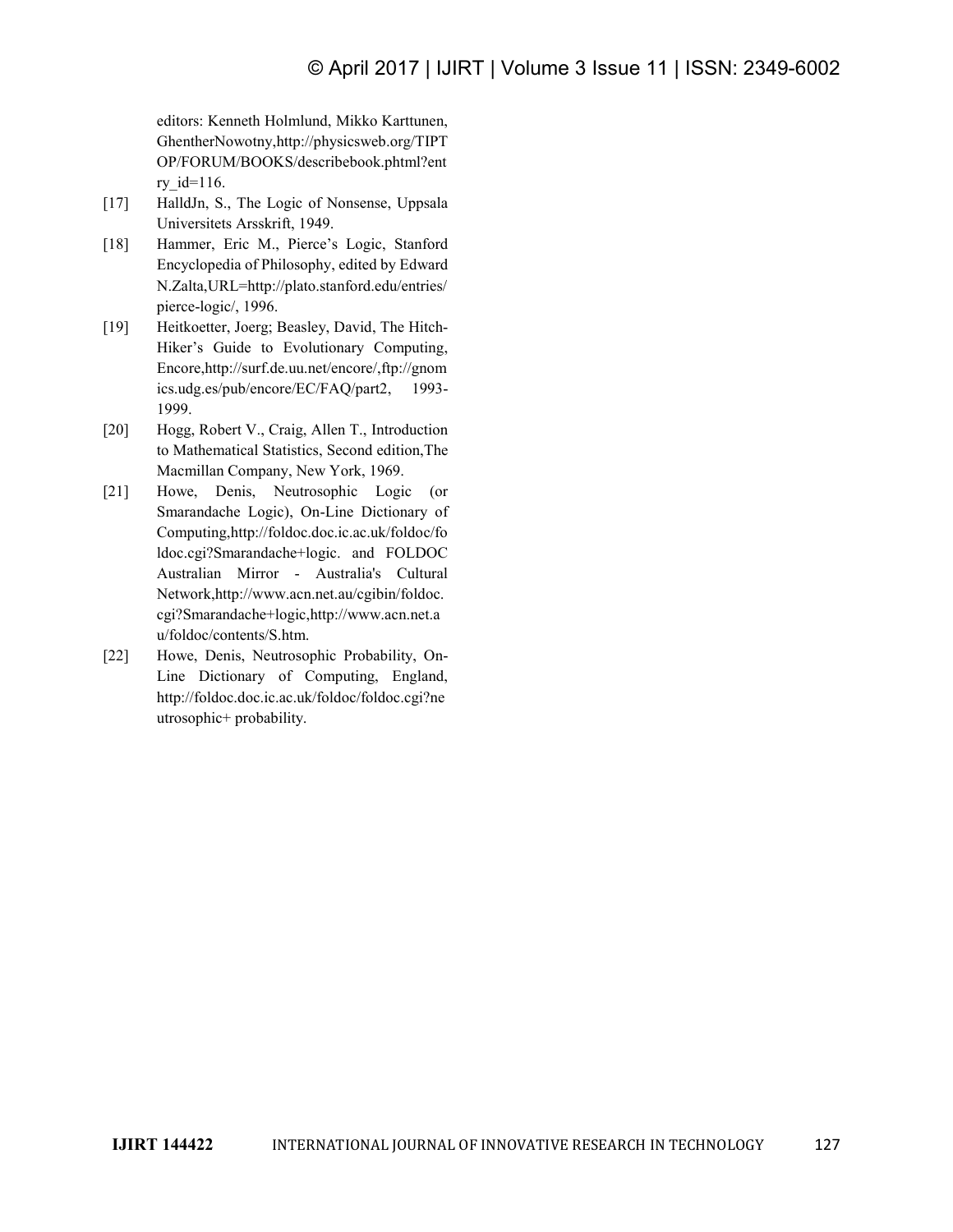editors: Kenneth Holmlund, Mikko Karttunen, GhentherNowotny,http://physicsweb.org/TIPTOP/FORUM/BOOKS/describebook.phtml?entry_id=116.

[17] HalldJn, S., The Logic of Nonsense, Uppsala Universitets Arsskrift, 1949.

[18] Hammer, Eric M., Pierce's Logic, Stanford Encyclopedia of Philosophy, edited by Edward N.Zalta,URL=http://plato.stanford.edu/entries/pierce-logic/, 1996.

[19] Heitkoetter, Joerg; Beasley, David, The Hitch-Hiker's Guide to Evolutionary Computing, Encore,http://surf.de.uu.net/encore/,ftp://gnomics.udg.es/pub/encore/EC/FAQ/part2, 1993-1999.

[20] Hogg, Robert V., Craig, Allen T., Introduction to Mathematical Statistics, Second edition,The Macmillan Company, New York, 1969.

[21] Howe, Denis, Neutrosophic Logic (or Smarandache Logic), On-Line Dictionary of Computing,http://foldoc.doc.ic.ac.uk/foldoc/foldoc.cgi?Smarandache+logic. and FOLDOC Australian Mirror - Australia's Cultural Network,http://www.acn.net.au/cgibin/foldoc.cgi?Smarandache+logic,http://www.acn.net.au/foldoc/contents/S.htm.

[22] Howe, Denis, Neutrosophic Probability, On-Line Dictionary of Computing, England, http://foldoc.doc.ic.ac.uk/foldoc/foldoc.cgi?neutrosophic+ probability.